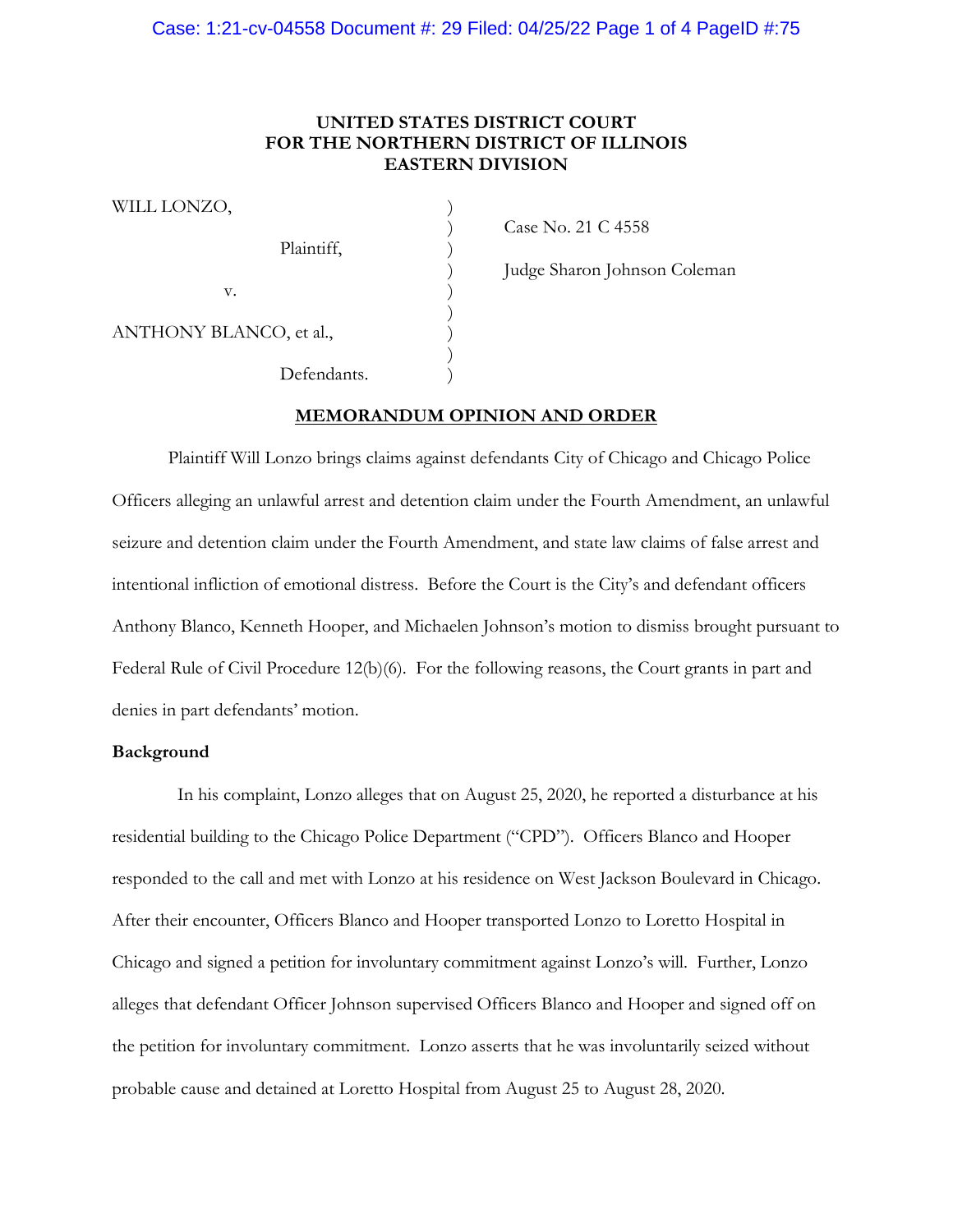**UNITED STATES DISTRICT COURT**
**FOR THE NORTHERN DISTRICT OF ILLINOIS**
**EASTERN DIVISION**

| | | |
|---|---|---|
| WILL LONZO, | ) | |
| | ) | Case No. 21 C 4558 |
| Plaintiff, | ) | |
| | ) | Judge Sharon Johnson Coleman |
| v. | ) | |
| | ) | |
| ANTHONY BLANCO, et al., | ) | |
| | ) | |
| Defendants. | ) | |

**MEMORANDUM OPINION AND ORDER**

Plaintiff Will Lonzo brings claims against defendants City of Chicago and Chicago Police Officers alleging an unlawful arrest and detention claim under the Fourth Amendment, an unlawful seizure and detention claim under the Fourth Amendment, and state law claims of false arrest and intentional infliction of emotional distress. Before the Court is the City's and defendant officers Anthony Blanco, Kenneth Hooper, and Michaelen Johnson's motion to dismiss brought pursuant to Federal Rule of Civil Procedure 12(b)(6). For the following reasons, the Court grants in part and denies in part defendants' motion.

**Background**

In his complaint, Lonzo alleges that on August 25, 2020, he reported a disturbance at his residential building to the Chicago Police Department ("CPD"). Officers Blanco and Hooper responded to the call and met with Lonzo at his residence on West Jackson Boulevard in Chicago. After their encounter, Officers Blanco and Hooper transported Lonzo to Loretto Hospital in Chicago and signed a petition for involuntary commitment against Lonzo's will. Further, Lonzo alleges that defendant Officer Johnson supervised Officers Blanco and Hooper and signed off on the petition for involuntary commitment. Lonzo asserts that he was involuntarily seized without probable cause and detained at Loretto Hospital from August 25 to August 28, 2020.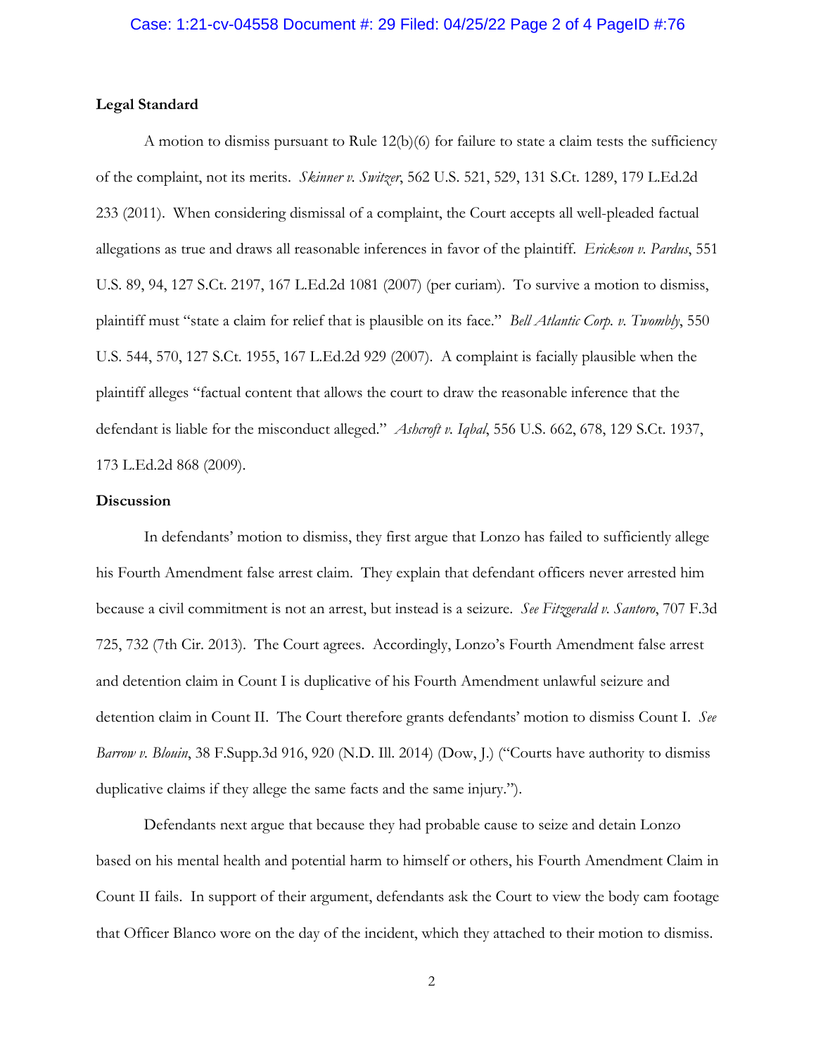**Legal Standard**

A motion to dismiss pursuant to Rule 12(b)(6) for failure to state a claim tests the sufficiency of the complaint, not its merits. *Skinner v. Switzer*, 562 U.S. 521, 529, 131 S.Ct. 1289, 179 L.Ed.2d 233 (2011). When considering dismissal of a complaint, the Court accepts all well-pleaded factual allegations as true and draws all reasonable inferences in favor of the plaintiff. *Erickson v. Pardus*, 551 U.S. 89, 94, 127 S.Ct. 2197, 167 L.Ed.2d 1081 (2007) (per curiam). To survive a motion to dismiss, plaintiff must "state a claim for relief that is plausible on its face." *Bell Atlantic Corp. v. Twombly*, 550 U.S. 544, 570, 127 S.Ct. 1955, 167 L.Ed.2d 929 (2007). A complaint is facially plausible when the plaintiff alleges "factual content that allows the court to draw the reasonable inference that the defendant is liable for the misconduct alleged." *Ashcroft v. Iqbal*, 556 U.S. 662, 678, 129 S.Ct. 1937, 173 L.Ed.2d 868 (2009).

**Discussion**

In defendants' motion to dismiss, they first argue that Lonzo has failed to sufficiently allege his Fourth Amendment false arrest claim. They explain that defendant officers never arrested him because a civil commitment is not an arrest, but instead is a seizure. *See Fitzgerald v. Santoro*, 707 F.3d 725, 732 (7th Cir. 2013). The Court agrees. Accordingly, Lonzo's Fourth Amendment false arrest and detention claim in Count I is duplicative of his Fourth Amendment unlawful seizure and detention claim in Count II. The Court therefore grants defendants' motion to dismiss Count I. *See Barrow v. Blouin*, 38 F.Supp.3d 916, 920 (N.D. Ill. 2014) (Dow, J.) ("Courts have authority to dismiss duplicative claims if they allege the same facts and the same injury.").

Defendants next argue that because they had probable cause to seize and detain Lonzo based on his mental health and potential harm to himself or others, his Fourth Amendment Claim in Count II fails. In support of their argument, defendants ask the Court to view the body cam footage that Officer Blanco wore on the day of the incident, which they attached to their motion to dismiss.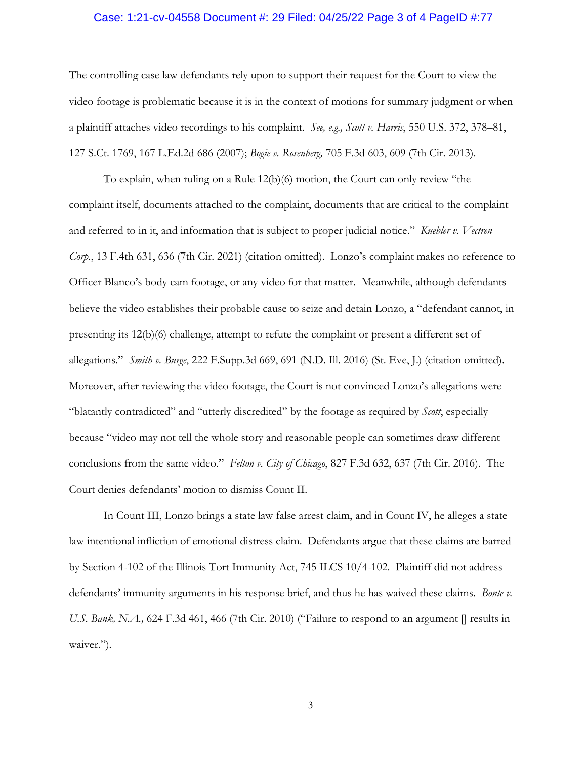The controlling case law defendants rely upon to support their request for the Court to view the video footage is problematic because it is in the context of motions for summary judgment or when a plaintiff attaches video recordings to his complaint. *See, e.g., Scott v. Harris*, 550 U.S. 372, 378–81, 127 S.Ct. 1769, 167 L.Ed.2d 686 (2007); *Bogie v. Rosenberg,* 705 F.3d 603, 609 (7th Cir. 2013).

To explain, when ruling on a Rule 12(b)(6) motion, the Court can only review "the complaint itself, documents attached to the complaint, documents that are critical to the complaint and referred to in it, and information that is subject to proper judicial notice." *Kuebler v. Vectren Corp.*, 13 F.4th 631, 636 (7th Cir. 2021) (citation omitted). Lonzo's complaint makes no reference to Officer Blanco's body cam footage, or any video for that matter. Meanwhile, although defendants believe the video establishes their probable cause to seize and detain Lonzo, a "defendant cannot, in presenting its 12(b)(6) challenge, attempt to refute the complaint or present a different set of allegations." *Smith v. Burge*, 222 F.Supp.3d 669, 691 (N.D. Ill. 2016) (St. Eve, J.) (citation omitted). Moreover, after reviewing the video footage, the Court is not convinced Lonzo's allegations were "blatantly contradicted" and "utterly discredited" by the footage as required by *Scott*, especially because "video may not tell the whole story and reasonable people can sometimes draw different conclusions from the same video." *Felton v. City of Chicago*, 827 F.3d 632, 637 (7th Cir. 2016). The Court denies defendants' motion to dismiss Count II.

In Count III, Lonzo brings a state law false arrest claim, and in Count IV, he alleges a state law intentional infliction of emotional distress claim. Defendants argue that these claims are barred by Section 4-102 of the Illinois Tort Immunity Act, 745 ILCS 10/4-102. Plaintiff did not address defendants' immunity arguments in his response brief, and thus he has waived these claims. *Bonte v. U.S. Bank, N.A.,* 624 F.3d 461, 466 (7th Cir. 2010) ("Failure to respond to an argument [] results in waiver.").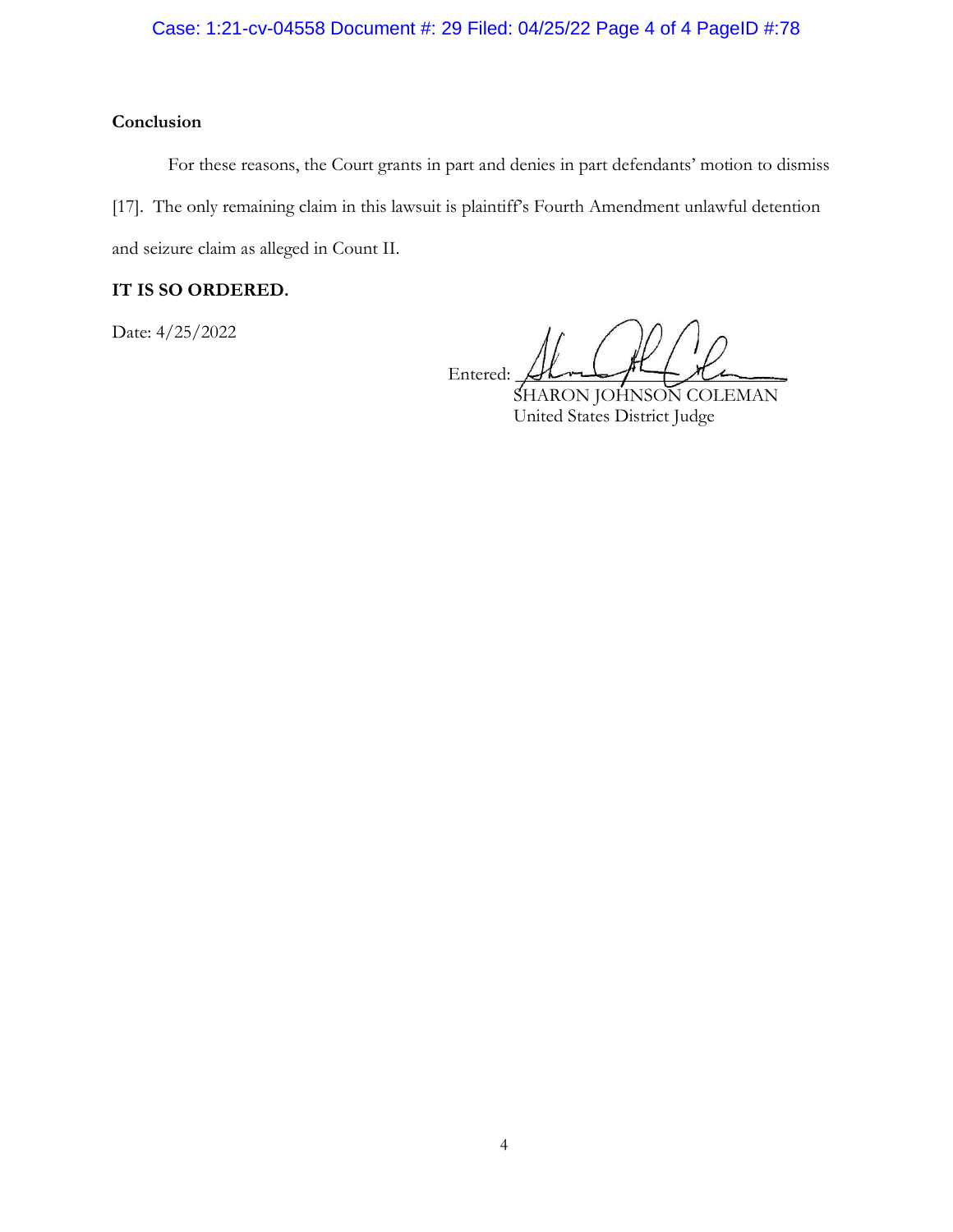**Conclusion**

For these reasons, the Court grants in part and denies in part defendants' motion to dismiss [17]. The only remaining claim in this lawsuit is plaintiff's Fourth Amendment unlawful detention and seizure claim as alleged in Count II.

**IT IS SO ORDERED.**

Date: 4/25/2022

Entered: ______________________
SHARON JOHNSON COLEMAN
United States District Judge